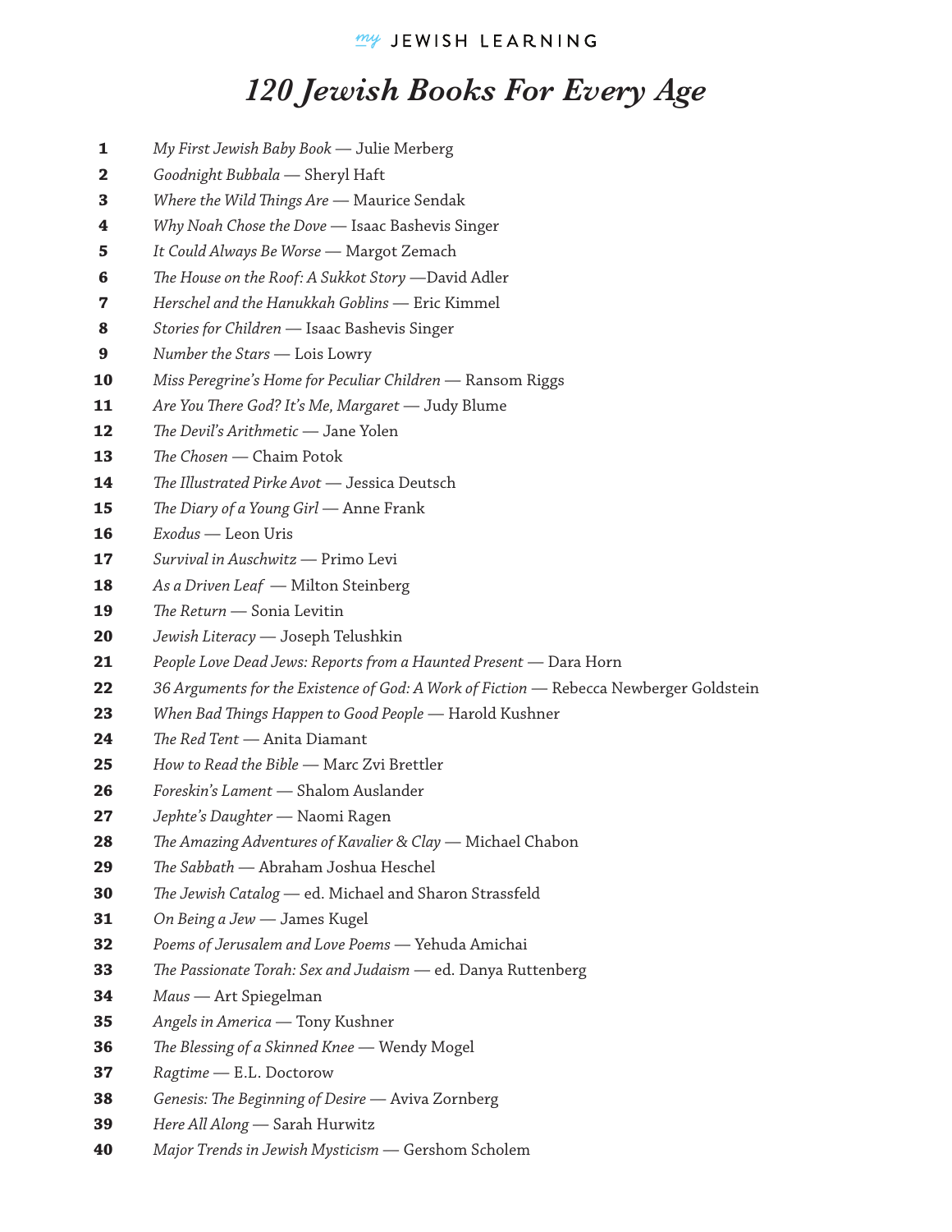my JEWISH LEARNING

# *120 Jewish Books For Every Age*

**1** *My First Jewish Baby Book* — Julie Merberg
**2** *Goodnight Bubbala* — Sheryl Haft
**3** *Where the Wild Things Are* — Maurice Sendak
**4** *Why Noah Chose the Dove* — Isaac Bashevis Singer
**5** *It Could Always Be Worse* — Margot Zemach
**6** *The House on the Roof: A Sukkot Story* —David Adler
**7** *Herschel and the Hanukkah Goblins* — Eric Kimmel
**8** *Stories for Children* — Isaac Bashevis Singer
**9** *Number the Stars* — Lois Lowry
**10** *Miss Peregrine's Home for Peculiar Children* — Ransom Riggs
**11** *Are You There God? It's Me, Margaret* — Judy Blume
**12** *The Devil's Arithmetic* — Jane Yolen
**13** *The Chosen* — Chaim Potok
**14** *The Illustrated Pirke Avot* — Jessica Deutsch
**15** *The Diary of a Young Girl* — Anne Frank
**16** *Exodus* — Leon Uris
**17** *Survival in Auschwitz* — Primo Levi
**18** *As a Driven Leaf* — Milton Steinberg
**19** *The Return* — Sonia Levitin
**20** *Jewish Literacy* — Joseph Telushkin
**21** *People Love Dead Jews: Reports from a Haunted Present* — Dara Horn
**22** *36 Arguments for the Existence of God: A Work of Fiction* — Rebecca Newberger Goldstein
**23** *When Bad Things Happen to Good People* — Harold Kushner
**24** *The Red Tent* — Anita Diamant
**25** *How to Read the Bible* — Marc Zvi Brettler
**26** *Foreskin's Lament* — Shalom Auslander
**27** *Jephte's Daughter* — Naomi Ragen
**28** *The Amazing Adventures of Kavalier & Clay* — Michael Chabon
**29** *The Sabbath* — Abraham Joshua Heschel
**30** *The Jewish Catalog* — ed. Michael and Sharon Strassfeld
**31** *On Being a Jew* — James Kugel
**32** *Poems of Jerusalem and Love Poems* — Yehuda Amichai
**33** *The Passionate Torah: Sex and Judaism* — ed. Danya Ruttenberg
**34** *Maus* — Art Spiegelman
**35** *Angels in America* — Tony Kushner
**36** *The Blessing of a Skinned Knee* — Wendy Mogel
**37** *Ragtime* — E.L. Doctorow
**38** *Genesis: The Beginning of Desire* — Aviva Zornberg
**39** *Here All Along* — Sarah Hurwitz
**40** *Major Trends in Jewish Mysticism* — Gershom Scholem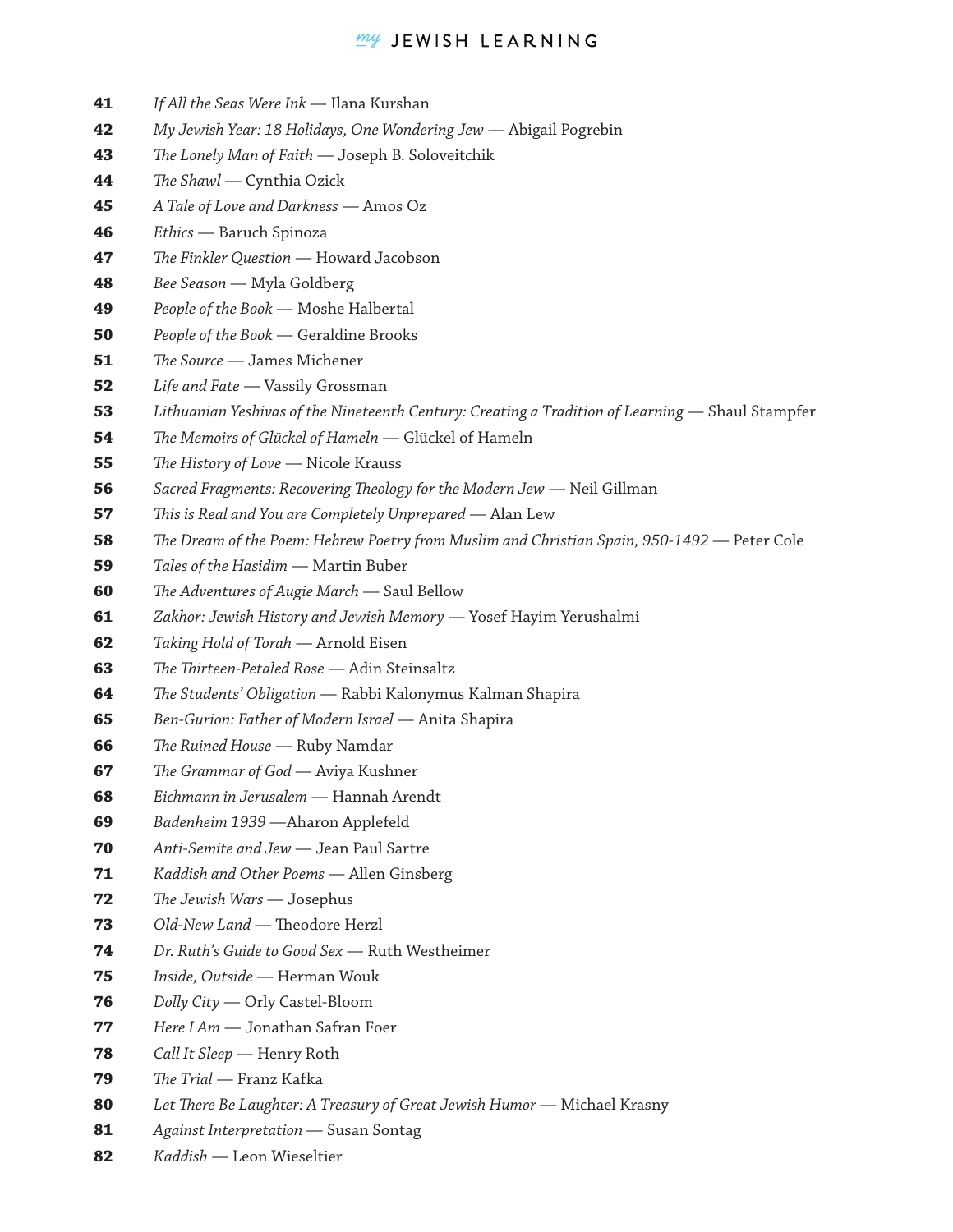**41** *If All the Seas Were Ink* — Ilana Kurshan

**42** *My Jewish Year: 18 Holidays, One Wondering Jew* — Abigail Pogrebin

**43** *The Lonely Man of Faith* — Joseph B. Soloveitchik

**44** *The Shawl* — Cynthia Ozick

**45** *A Tale of Love and Darkness* — Amos Oz

**46** *Ethics* — Baruch Spinoza

**47** *The Finkler Question* — Howard Jacobson

**48** *Bee Season* — Myla Goldberg

**49** *People of the Book* — Moshe Halbertal

**50** *People of the Book* — Geraldine Brooks

**51** *The Source* — James Michener

**52** *Life and Fate* — Vassily Grossman

**53** *Lithuanian Yeshivas of the Nineteenth Century: Creating a Tradition of Learning* — Shaul Stampfer

**54** *The Memoirs of Glückel of Hameln* — Glückel of Hameln

**55** *The History of Love* — Nicole Krauss

**56** *Sacred Fragments: Recovering Theology for the Modern Jew* — Neil Gillman

**57** *This is Real and You are Completely Unprepared* — Alan Lew

**58** *The Dream of the Poem: Hebrew Poetry from Muslim and Christian Spain, 950-1492* — Peter Cole

**59** *Tales of the Hasidim* — Martin Buber

**60** *The Adventures of Augie March* — Saul Bellow

**61** *Zakhor: Jewish History and Jewish Memory* — Yosef Hayim Yerushalmi

**62** *Taking Hold of Torah* — Arnold Eisen

**63** *The Thirteen-Petaled Rose* — Adin Steinsaltz

**64** *The Students' Obligation* — Rabbi Kalonymus Kalman Shapira

**65** *Ben-Gurion: Father of Modern Israel* — Anita Shapira

**66** *The Ruined House* — Ruby Namdar

**67** *The Grammar of God* — Aviya Kushner

**68** *Eichmann in Jerusalem* — Hannah Arendt

**69** *Badenheim 1939* —Aharon Applefeld

**70** *Anti-Semite and Jew* — Jean Paul Sartre

**71** *Kaddish and Other Poems* — Allen Ginsberg

**72** *The Jewish Wars* — Josephus

**73** *Old-New Land* — Theodore Herzl

**74** *Dr. Ruth's Guide to Good Sex* — Ruth Westheimer

**75** *Inside, Outside* — Herman Wouk

**76** *Dolly City* — Orly Castel-Bloom

**77** *Here I Am* — Jonathan Safran Foer

**78** *Call It Sleep* — Henry Roth

**79** *The Trial* — Franz Kafka

**80** *Let There Be Laughter: A Treasury of Great Jewish Humor* — Michael Krasny

**81** *Against Interpretation* — Susan Sontag

**82** *Kaddish* — Leon Wieseltier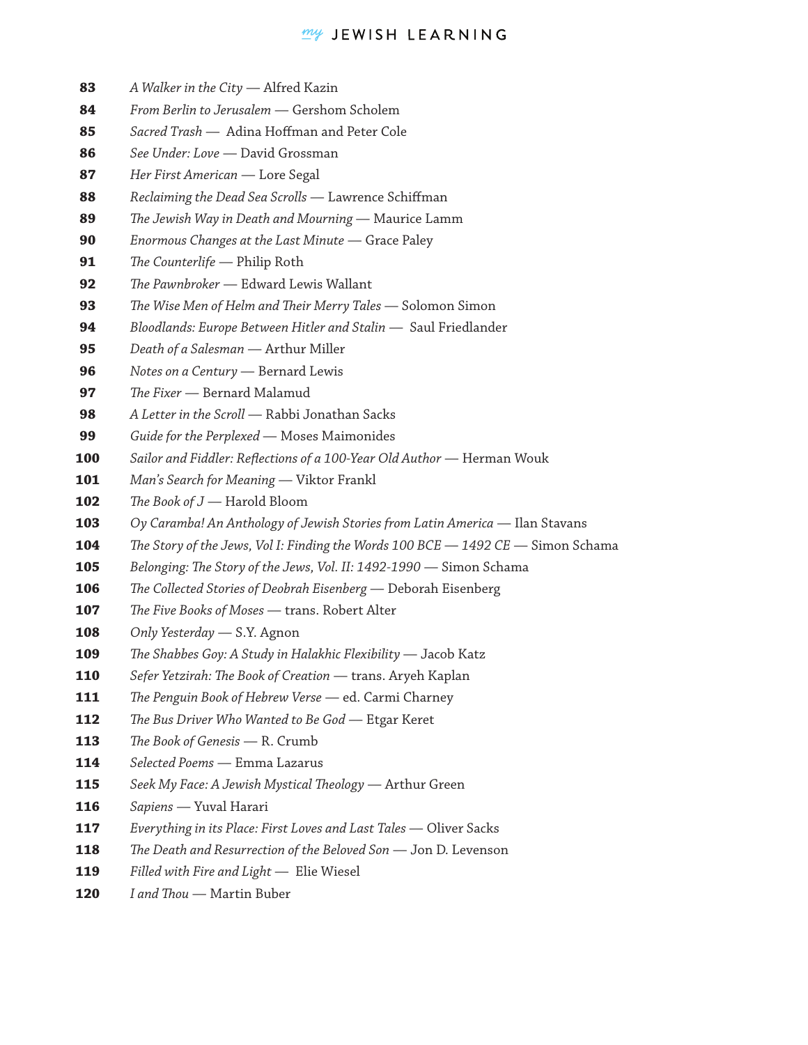**83** *A Walker in the City* — Alfred Kazin
**84** *From Berlin to Jerusalem* — Gershom Scholem
**85** *Sacred Trash* — Adina Hoffman and Peter Cole
**86** *See Under: Love* — David Grossman
**87** *Her First American* — Lore Segal
**88** *Reclaiming the Dead Sea Scrolls* — Lawrence Schiffman
**89** *The Jewish Way in Death and Mourning* — Maurice Lamm
**90** *Enormous Changes at the Last Minute* — Grace Paley
**91** *The Counterlife* — Philip Roth
**92** *The Pawnbroker* — Edward Lewis Wallant
**93** *The Wise Men of Helm and Their Merry Tales* — Solomon Simon
**94** *Bloodlands: Europe Between Hitler and Stalin* — Saul Friedlander
**95** *Death of a Salesman* — Arthur Miller
**96** *Notes on a Century* — Bernard Lewis
**97** *The Fixer* — Bernard Malamud
**98** *A Letter in the Scroll* — Rabbi Jonathan Sacks
**99** *Guide for the Perplexed* — Moses Maimonides
**100** *Sailor and Fiddler: Reflections of a 100-Year Old Author* — Herman Wouk
**101** *Man's Search for Meaning* — Viktor Frankl
**102** *The Book of J* — Harold Bloom
**103** *Oy Caramba! An Anthology of Jewish Stories from Latin America* — Ilan Stavans
**104** *The Story of the Jews, Vol I: Finding the Words 100 BCE — 1492 CE* — Simon Schama
**105** *Belonging: The Story of the Jews, Vol. II: 1492-1990* — Simon Schama
**106** *The Collected Stories of Deobrah Eisenberg* — Deborah Eisenberg
**107** *The Five Books of Moses* — trans. Robert Alter
**108** *Only Yesterday* — S.Y. Agnon
**109** *The Shabbes Goy: A Study in Halakhic Flexibility* — Jacob Katz
**110** *Sefer Yetzirah: The Book of Creation* — trans. Aryeh Kaplan
**111** *The Penguin Book of Hebrew Verse* — ed. Carmi Charney
**112** *The Bus Driver Who Wanted to Be God* — Etgar Keret
**113** *The Book of Genesis* — R. Crumb
**114** *Selected Poems* — Emma Lazarus
**115** *Seek My Face: A Jewish Mystical Theology* — Arthur Green
**116** *Sapiens* — Yuval Harari
**117** *Everything in its Place: First Loves and Last Tales* — Oliver Sacks
**118** *The Death and Resurrection of the Beloved Son* — Jon D. Levenson
**119** *Filled with Fire and Light* — Elie Wiesel
**120** *I and Thou* — Martin Buber